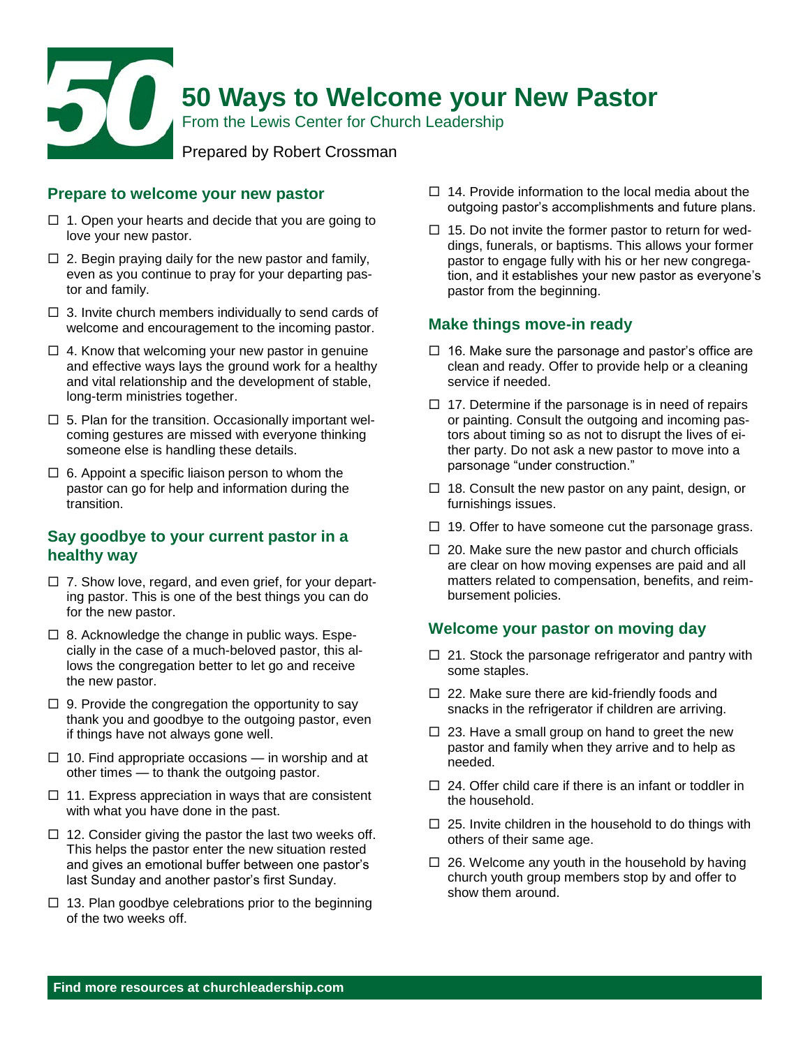# 50 Ways to Welcome your New Pastor

From the Lewis Center for Church Leadership

Prepared by Robert Crossman

## Prepare to welcome your new pastor

- ☐ 1. Open your hearts and decide that you are going to love your new pastor.
- ☐ 2. Begin praying daily for the new pastor and family, even as you continue to pray for your departing pastor and family.
- ☐ 3. Invite church members individually to send cards of welcome and encouragement to the incoming pastor.
- ☐ 4. Know that welcoming your new pastor in genuine and effective ways lays the ground work for a healthy and vital relationship and the development of stable, long-term ministries together.
- ☐ 5. Plan for the transition. Occasionally important welcoming gestures are missed with everyone thinking someone else is handling these details.
- ☐ 6. Appoint a specific liaison person to whom the pastor can go for help and information during the transition.

## Say goodbye to your current pastor in a healthy way

- ☐ 7. Show love, regard, and even grief, for your departing pastor. This is one of the best things you can do for the new pastor.
- ☐ 8. Acknowledge the change in public ways. Especially in the case of a much-beloved pastor, this allows the congregation better to let go and receive the new pastor.
- ☐ 9. Provide the congregation the opportunity to say thank you and goodbye to the outgoing pastor, even if things have not always gone well.
- ☐ 10. Find appropriate occasions — in worship and at other times — to thank the outgoing pastor.
- ☐ 11. Express appreciation in ways that are consistent with what you have done in the past.
- ☐ 12. Consider giving the pastor the last two weeks off. This helps the pastor enter the new situation rested and gives an emotional buffer between one pastor's last Sunday and another pastor's first Sunday.
- ☐ 13. Plan goodbye celebrations prior to the beginning of the two weeks off.
- ☐ 14. Provide information to the local media about the outgoing pastor's accomplishments and future plans.
- ☐ 15. Do not invite the former pastor to return for weddings, funerals, or baptisms. This allows your former pastor to engage fully with his or her new congregation, and it establishes your new pastor as everyone's pastor from the beginning.

## Make things move-in ready

- ☐ 16. Make sure the parsonage and pastor's office are clean and ready. Offer to provide help or a cleaning service if needed.
- ☐ 17. Determine if the parsonage is in need of repairs or painting. Consult the outgoing and incoming pastors about timing so as not to disrupt the lives of either party. Do not ask a new pastor to move into a parsonage "under construction."
- ☐ 18. Consult the new pastor on any paint, design, or furnishings issues.
- ☐ 19. Offer to have someone cut the parsonage grass.
- ☐ 20. Make sure the new pastor and church officials are clear on how moving expenses are paid and all matters related to compensation, benefits, and reimbursement policies.

## Welcome your pastor on moving day

- ☐ 21. Stock the parsonage refrigerator and pantry with some staples.
- ☐ 22. Make sure there are kid-friendly foods and snacks in the refrigerator if children are arriving.
- ☐ 23. Have a small group on hand to greet the new pastor and family when they arrive and to help as needed.
- ☐ 24. Offer child care if there is an infant or toddler in the household.
- ☐ 25. Invite children in the household to do things with others of their same age.
- ☐ 26. Welcome any youth in the household by having church youth group members stop by and offer to show them around.

**Find more resources at churchleadership.com**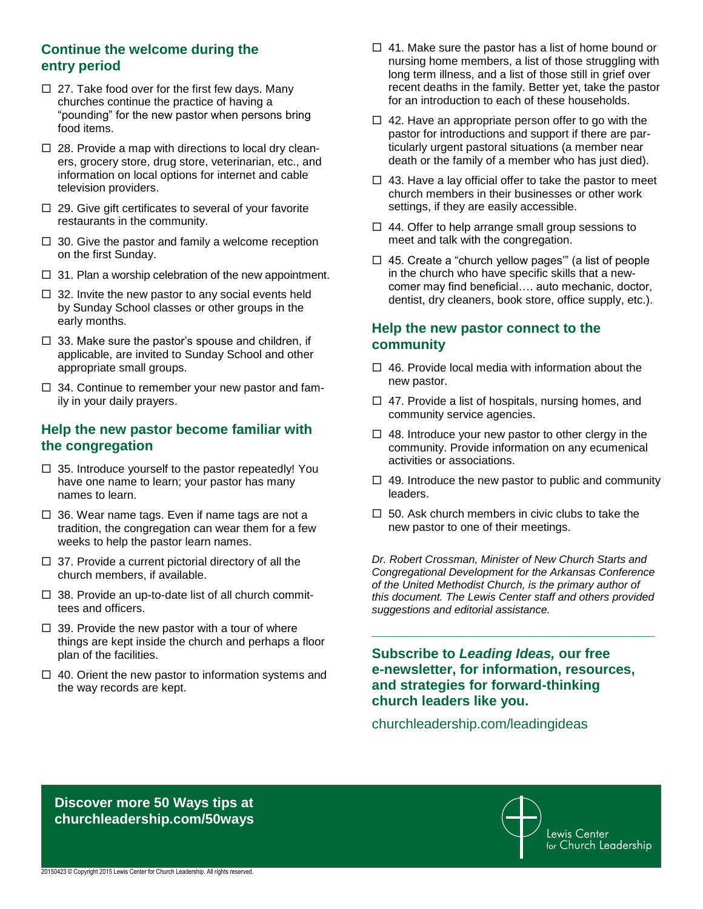## Continue the welcome during the entry period

- ☐ 27. Take food over for the first few days. Many churches continue the practice of having a "pounding" for the new pastor when persons bring food items.
- ☐ 28. Provide a map with directions to local dry cleaners, grocery store, drug store, veterinarian, etc., and information on local options for internet and cable television providers.
- ☐ 29. Give gift certificates to several of your favorite restaurants in the community.
- ☐ 30. Give the pastor and family a welcome reception on the first Sunday.
- ☐ 31. Plan a worship celebration of the new appointment.
- ☐ 32. Invite the new pastor to any social events held by Sunday School classes or other groups in the early months.
- ☐ 33. Make sure the pastor's spouse and children, if applicable, are invited to Sunday School and other appropriate small groups.
- ☐ 34. Continue to remember your new pastor and family in your daily prayers.

## Help the new pastor become familiar with the congregation

- ☐ 35. Introduce yourself to the pastor repeatedly! You have one name to learn; your pastor has many names to learn.
- ☐ 36. Wear name tags. Even if name tags are not a tradition, the congregation can wear them for a few weeks to help the pastor learn names.
- ☐ 37. Provide a current pictorial directory of all the church members, if available.
- ☐ 38. Provide an up-to-date list of all church committees and officers.
- ☐ 39. Provide the new pastor with a tour of where things are kept inside the church and perhaps a floor plan of the facilities.
- ☐ 40. Orient the new pastor to information systems and the way records are kept.
- ☐ 41. Make sure the pastor has a list of home bound or nursing home members, a list of those struggling with long term illness, and a list of those still in grief over recent deaths in the family. Better yet, take the pastor for an introduction to each of these households.
- ☐ 42. Have an appropriate person offer to go with the pastor for introductions and support if there are particularly urgent pastoral situations (a member near death or the family of a member who has just died).
- ☐ 43. Have a lay official offer to take the pastor to meet church members in their businesses or other work settings, if they are easily accessible.
- ☐ 44. Offer to help arrange small group sessions to meet and talk with the congregation.
- ☐ 45. Create a "church yellow pages'" (a list of people in the church who have specific skills that a newcomer may find beneficial…. auto mechanic, doctor, dentist, dry cleaners, book store, office supply, etc.).

## Help the new pastor connect to the community

- ☐ 46. Provide local media with information about the new pastor.
- ☐ 47. Provide a list of hospitals, nursing homes, and community service agencies.
- ☐ 48. Introduce your new pastor to other clergy in the community. Provide information on any ecumenical activities or associations.
- ☐ 49. Introduce the new pastor to public and community leaders.
- ☐ 50. Ask church members in civic clubs to take the new pastor to one of their meetings.

*Dr. Robert Crossman, Minister of New Church Starts and Congregational Development for the Arkansas Conference of the United Methodist Church, is the primary author of this document. The Lewis Center staff and others provided suggestions and editorial assistance.*

---

**Subscribe to *Leading Ideas,* our free e-newsletter, for information, resources, and strategies for forward-thinking church leaders like you.**

churchleadership.com/leadingideas

**Discover more 50 Ways tips at churchleadership.com/50ways**

Lewis Center for Church Leadership

20150423 © Copyright 2015 Lewis Center for Church Leadership. All rights reserved.